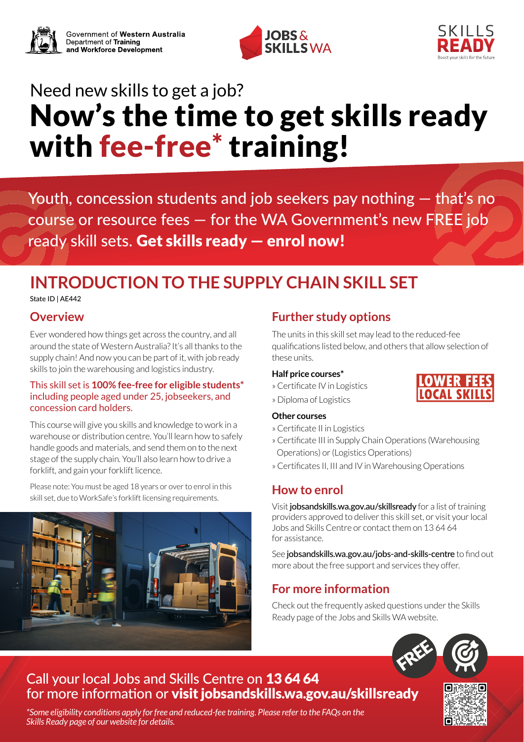Government of Western Australia
Department of Training and Workforce Development

JOBS & SKILLS WA

SKILLS READY
Boost your skills for the future

Need new skills to get a job?

# Now's the time to get skills ready with fee-free* training!

Youth, concession students and job seekers pay nothing — that's no course or resource fees — for the WA Government's new FREE job ready skill sets. **Get skills ready — enrol now!**

## INTRODUCTION TO THE SUPPLY CHAIN SKILL SET

State ID | AE442

### Overview

Ever wondered how things get across the country, and all around the state of Western Australia? It's all thanks to the supply chain! And now you can be part of it, with job ready skills to join the warehousing and logistics industry.

This skill set is **100% fee-free for eligible students*** including people aged under 25, jobseekers, and concession card holders.

This course will give you skills and knowledge to work in a warehouse or distribution centre. You'll learn how to safely handle goods and materials, and send them on to the next stage of the supply chain. You'll also learn how to drive a forklift, and gain your forklift licence.

Please note: You must be aged 18 years or over to enrol in this skill set, due to WorkSafe's forklift licensing requirements.

### Further study options

The units in this skill set may lead to the reduced-fee qualifications listed below, and others that allow selection of these units.

**Half price courses***

- Certificate IV in Logistics
- Diploma of Logistics

LOWER FEES LOCAL SKILLS

**Other courses**

- Certificate II in Logistics
- Certificate III in Supply Chain Operations (Warehousing Operations) or (Logistics Operations)
- Certificates II, III and IV in Warehousing Operations

### How to enrol

Visit **jobsandskills.wa.gov.au/skillsready** for a list of training providers approved to deliver this skill set, or visit your local Jobs and Skills Centre or contact them on 13 64 64 for assistance.

See **jobsandskills.wa.gov.au/jobs-and-skills-centre** to find out more about the free support and services they offer.

### For more information

Check out the frequently asked questions under the Skills Ready page of the Jobs and Skills WA website.

FREE

Call your local Jobs and Skills Centre on **13 64 64** for more information or **visit jobsandskills.wa.gov.au/skillsready**

*\*Some eligibility conditions apply for free and reduced-fee training. Please refer to the FAQs on the Skills Ready page of our website for details.*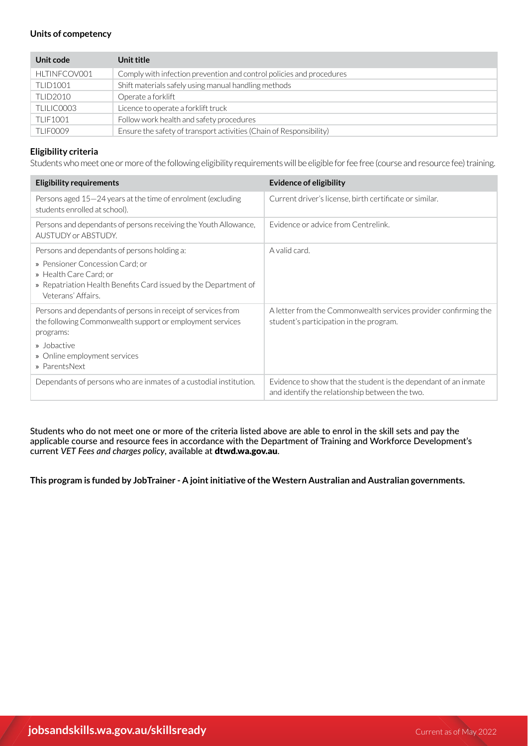### Units of competency

| Unit code | Unit title |
|---|---|
| HLTINFCOV001 | Comply with infection prevention and control policies and procedures |
| TLID1001 | Shift materials safely using manual handling methods |
| TLID2010 | Operate a forklift |
| TLILIC0003 | Licence to operate a forklift truck |
| TLIF1001 | Follow work health and safety procedures |
| TLIF0009 | Ensure the safety of transport activities (Chain of Responsibility) |

### Eligibility criteria

Students who meet one or more of the following eligibility requirements will be eligible for fee free (course and resource fee) training.

| Eligibility requirements | Evidence of eligibility |
|---|---|
| Persons aged 15—24 years at the time of enrolment (excluding students enrolled at school). | Current driver's license, birth certificate or similar. |
| Persons and dependants of persons receiving the Youth Allowance, AUSTUDY or ABSTUDY. | Evidence or advice from Centrelink. |
| Persons and dependants of persons holding a: » Pensioner Concession Card; or » Health Care Card; or » Repatriation Health Benefits Card issued by the Department of Veterans' Affairs. | A valid card. |
| Persons and dependants of persons in receipt of services from the following Commonwealth support or employment services programs: » Jobactive » Online employment services » ParentsNext | A letter from the Commonwealth services provider confirming the student's participation in the program. |
| Dependants of persons who are inmates of a custodial institution. | Evidence to show that the student is the dependant of an inmate and identify the relationship between the two. |

Students who do not meet one or more of the criteria listed above are able to enrol in the skill sets and pay the applicable course and resource fees in accordance with the Department of Training and Workforce Development's current *VET Fees and charges policy*, available at **dtwd.wa.gov.au**.

**This program is funded by JobTrainer - A joint initiative of the Western Australian and Australian governments.**

**jobsandskills.wa.gov.au/skillsready**

Current as of May 2022